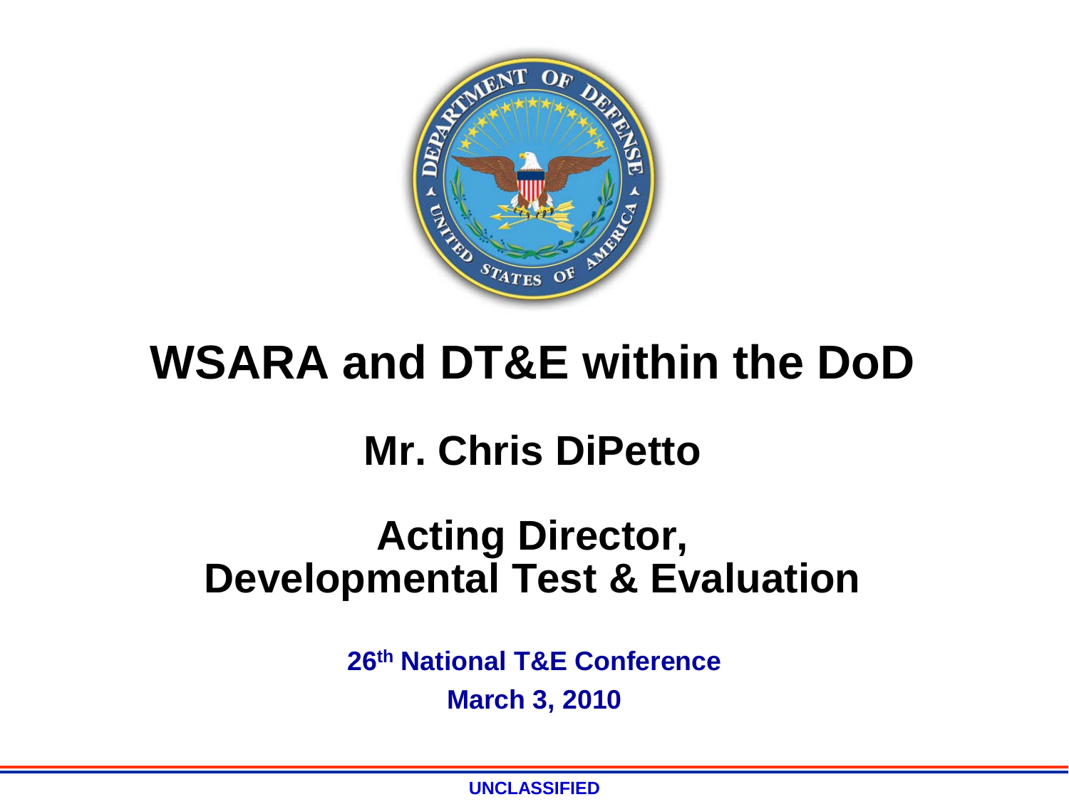# WSARA and DT&E within the DoD

## Mr. Chris DiPetto

## Acting Director,
## Developmental Test & Evaluation

**26th National T&E Conference**

**March 3, 2010**

**UNCLASSIFIED**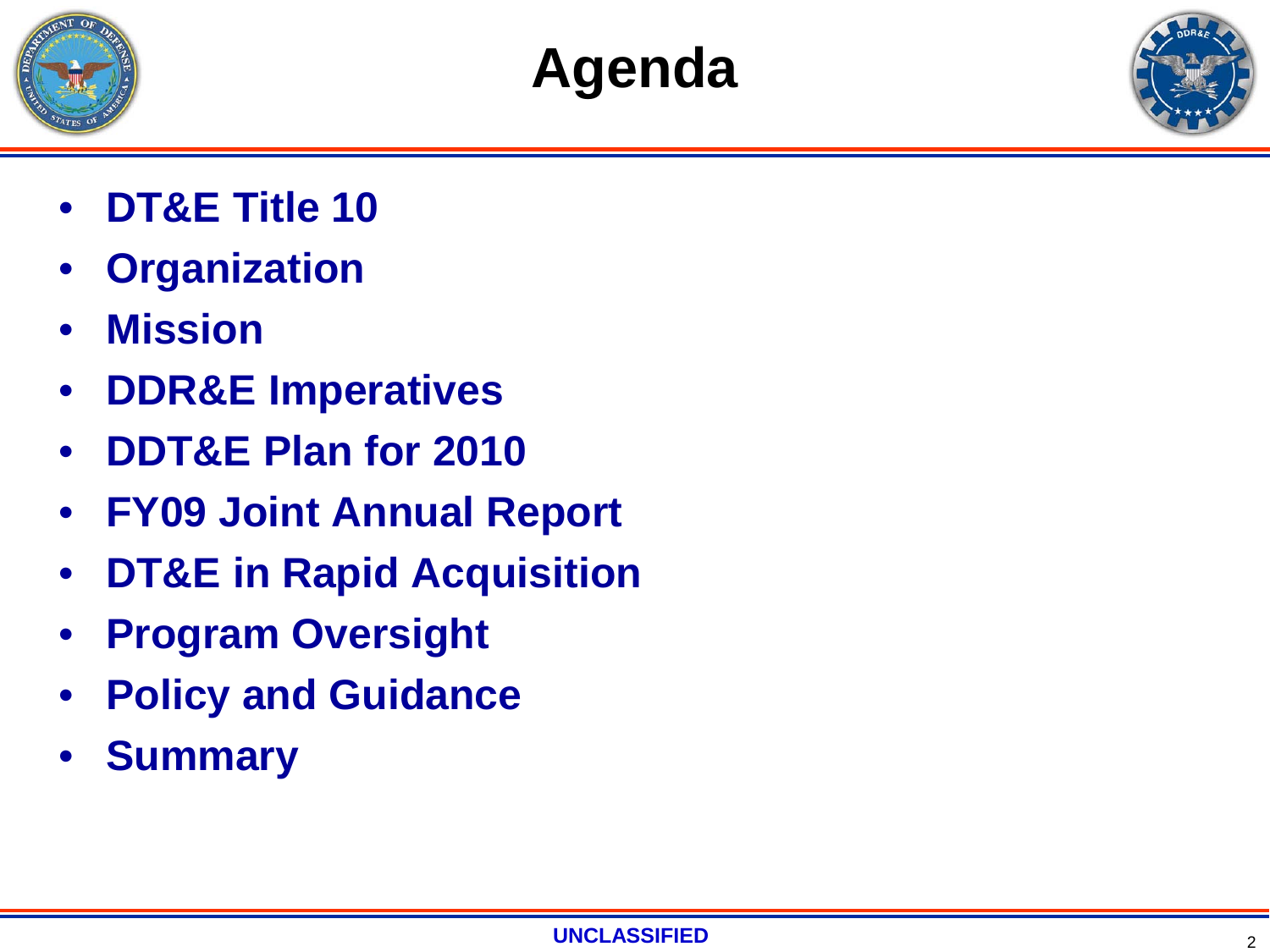# Agenda

- DT&E Title 10
- Organization
- Mission
- DDR&E Imperatives
- DDT&E Plan for 2010
- FY09 Joint Annual Report
- DT&E in Rapid Acquisition
- Program Oversight
- Policy and Guidance
- Summary

UNCLASSIFIED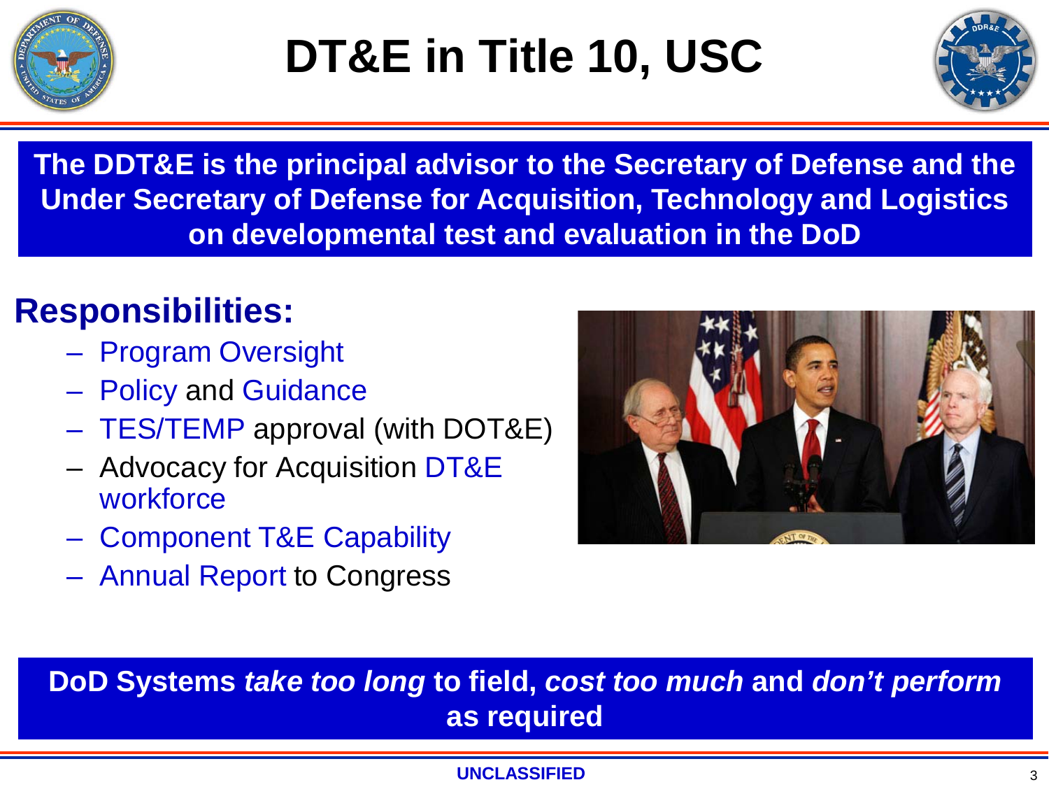# DT&E in Title 10, USC

**The DDT&E is the principal advisor to the Secretary of Defense and the Under Secretary of Defense for Acquisition, Technology and Logistics on developmental test and evaluation in the DoD**

## Responsibilities:

- Program Oversight
- Policy and Guidance
- TES/TEMP approval (with DOT&E)
- Advocacy for Acquisition DT&E workforce
- Component T&E Capability
- Annual Report to Congress

**DoD Systems *take too long* to field, *cost too much* and *don't perform* as required**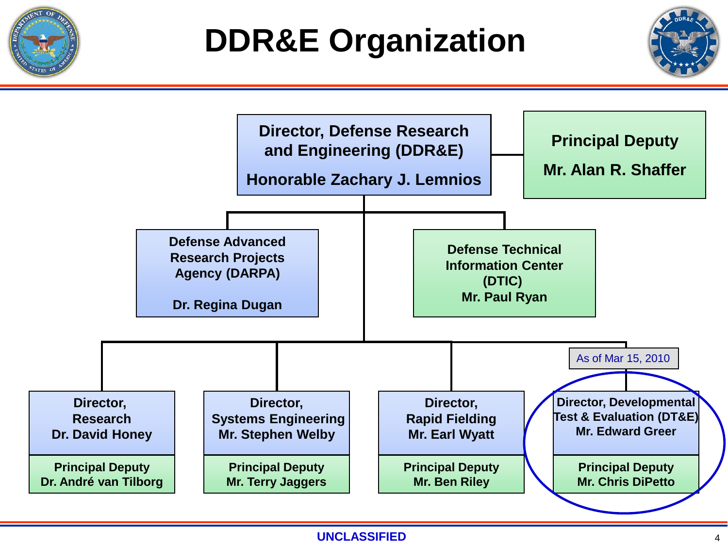# DDR&E Organization

**Director, Defense Research and Engineering (DDR&E)**
**Honorable Zachary J. Lemnios**

**Principal Deputy**
**Mr. Alan R. Shaffer**

**Defense Advanced Research Projects Agency (DARPA)**
**Dr. Regina Dugan**

**Defense Technical Information Center (DTIC)**
**Mr. Paul Ryan**

As of Mar 15, 2010

| Director, Research<br>Dr. David Honey | Director, Systems Engineering<br>Mr. Stephen Welby | Director, Rapid Fielding<br>Mr. Earl Wyatt | Director, Developmental Test & Evaluation (DT&E)<br>Mr. Edward Greer |
|---|---|---|---|
| Principal Deputy<br>Dr. André van Tilborg | Principal Deputy<br>Mr. Terry Jaggers | Principal Deputy<br>Mr. Ben Riley | Principal Deputy<br>Mr. Chris DiPetto |

UNCLASSIFIED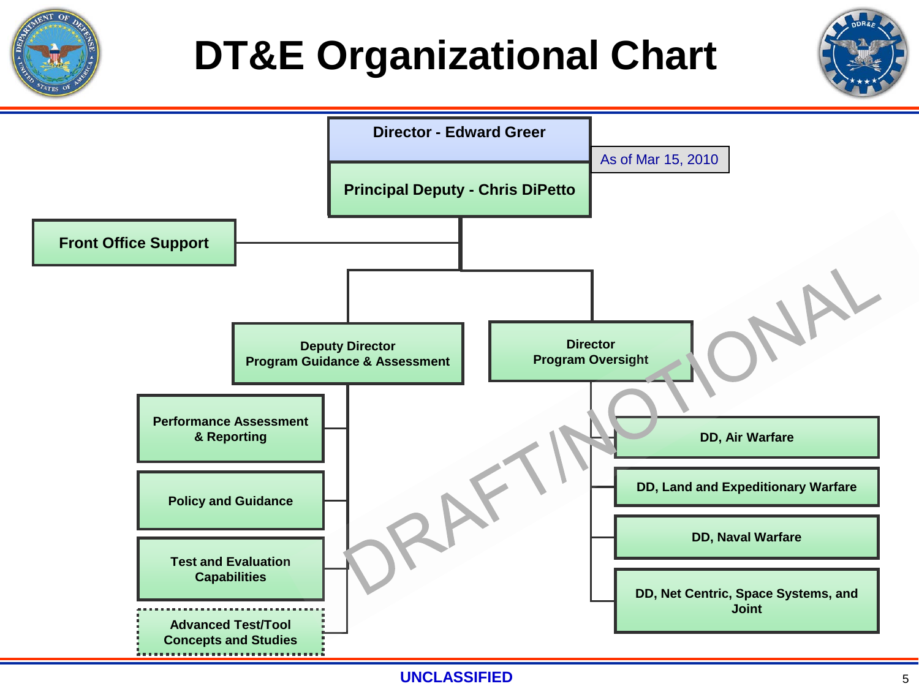# DT&E Organizational Chart

As of Mar 15, 2010

- **Director - Edward Greer**
- **Principal Deputy - Chris DiPetto**
  - **Front Office Support**
  - **Deputy Director Program Guidance & Assessment**
    - **Performance Assessment & Reporting**
    - **Policy and Guidance**
    - **Test and Evaluation Capabilities**
    - **Advanced Test/Tool Concepts and Studies**
  - **Director Program Oversight**
    - **DD, Air Warfare**
    - **DD, Land and Expeditionary Warfare**
    - **DD, Naval Warfare**
    - **DD, Net Centric, Space Systems, and Joint**

DRAFT/NOTIONAL

**UNCLASSIFIED**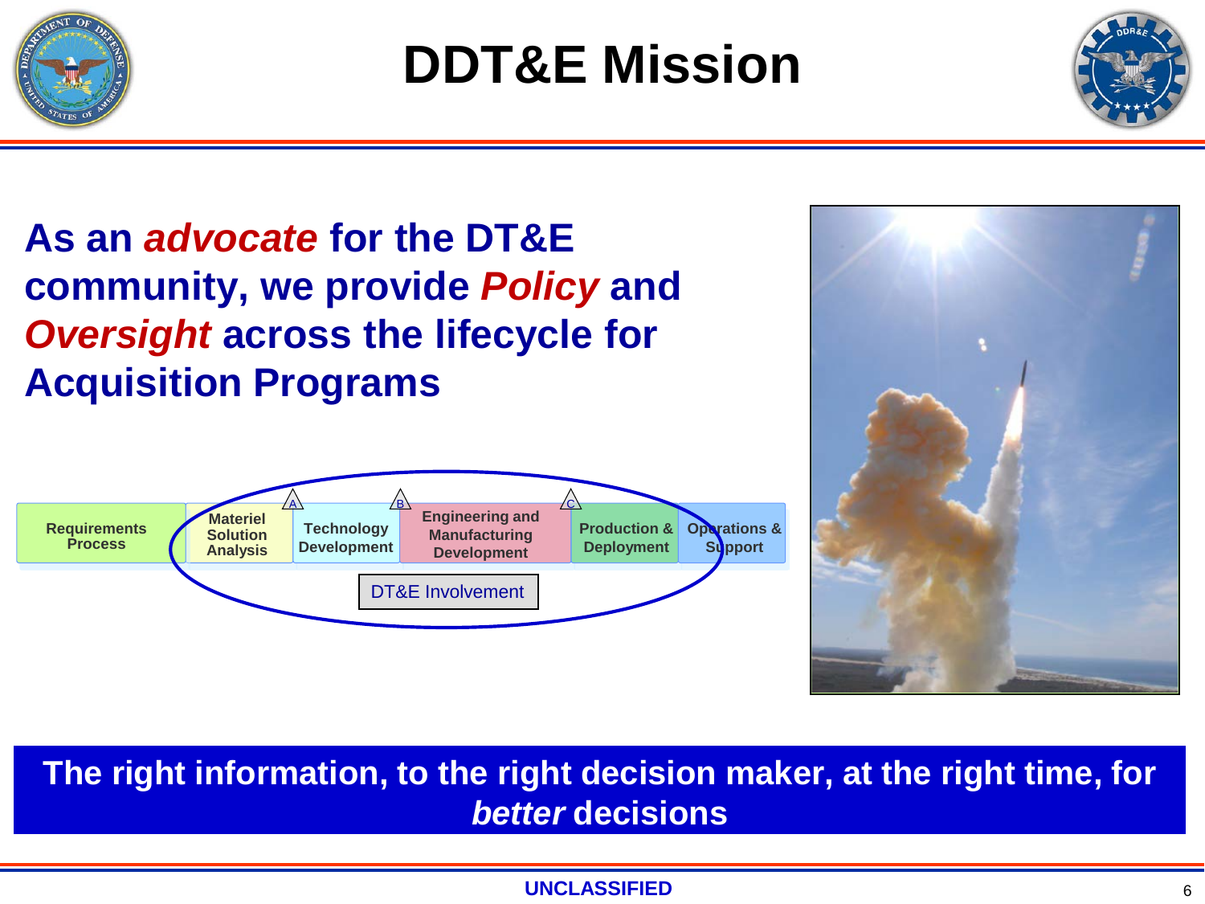# DDT&E Mission

**As an *advocate* for the DT&E community, we provide *Policy* and *Oversight* across the lifecycle for Acquisition Programs**

| Requirements Process | Materiel Solution Analysis | Technology Development | Engineering and Manufacturing Development | Production & Deployment | Operations & Support |
|---|---|---|---|---|---|

Milestones: A, B, C

DT&E Involvement

**The right information, to the right decision maker, at the right time, for *better* decisions**

UNCLASSIFIED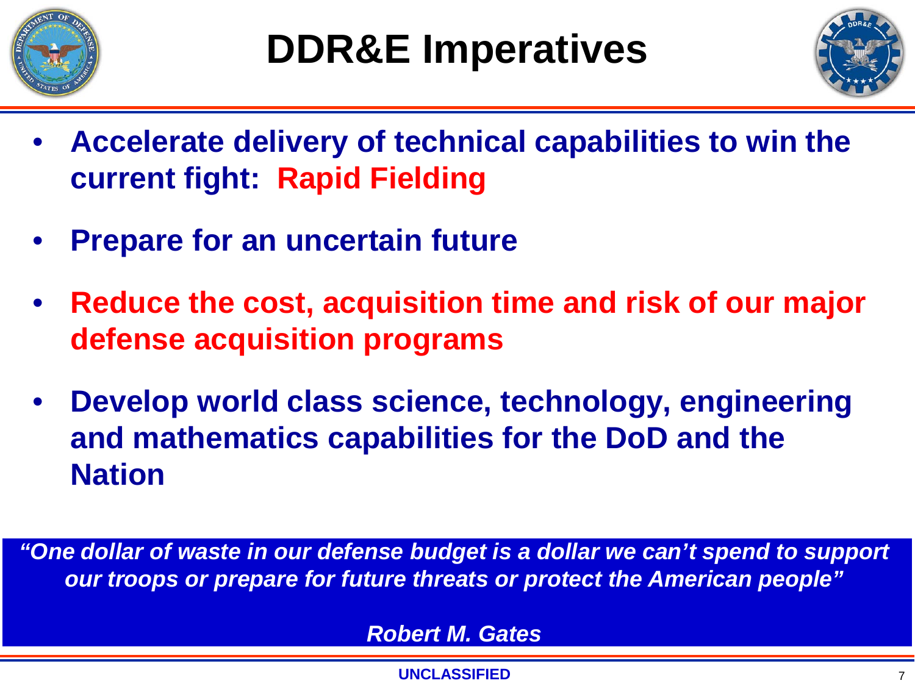# DDR&E Imperatives

- **Accelerate delivery of technical capabilities to win the current fight: Rapid Fielding**
- **Prepare for an uncertain future**
- **Reduce the cost, acquisition time and risk of our major defense acquisition programs**
- **Develop world class science, technology, engineering and mathematics capabilities for the DoD and the Nation**

***"One dollar of waste in our defense budget is a dollar we can't spend to support our troops or prepare for future threats or protect the American people"***

***Robert M. Gates***

**UNCLASSIFIED**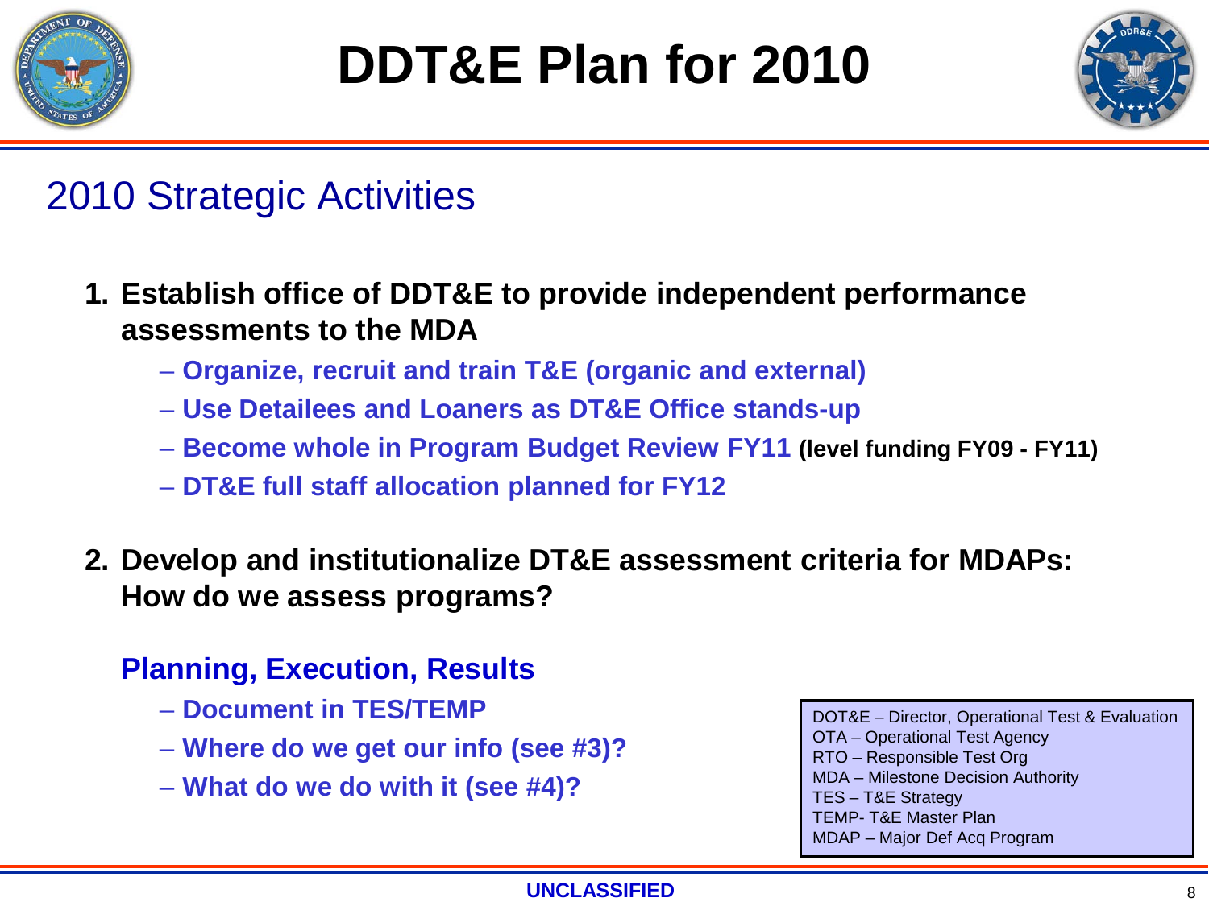# DDT&E Plan for 2010

## 2010 Strategic Activities

1. **Establish office of DDT&E to provide independent performance assessments to the MDA**
   - **Organize, recruit and train T&E (organic and external)**
   - **Use Detailees and Loaners as DT&E Office stands-up**
   - **Become whole in Program Budget Review FY11 (level funding FY09 - FY11)**
   - **DT&E full staff allocation planned for FY12**

2. **Develop and institutionalize DT&E assessment criteria for MDAPs: How do we assess programs?**

   **Planning, Execution, Results**
   - **Document in TES/TEMP**
   - **Where do we get our info (see #3)?**
   - **What do we do with it (see #4)?**

DOT&E – Director, Operational Test & Evaluation
OTA – Operational Test Agency
RTO – Responsible Test Org
MDA – Milestone Decision Authority
TES – T&E Strategy
TEMP- T&E Master Plan
MDAP – Major Def Acq Program

UNCLASSIFIED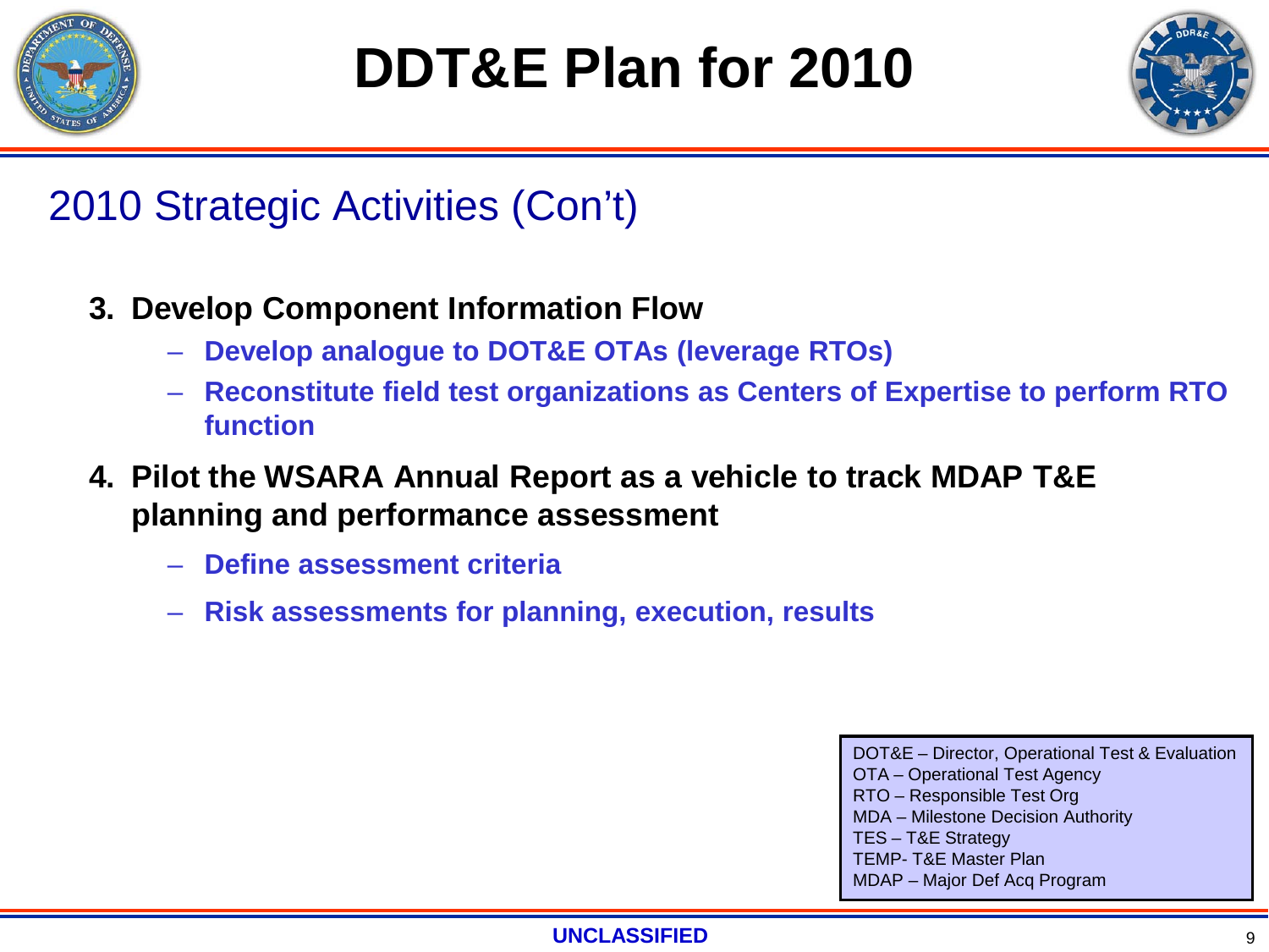# DDT&E Plan for 2010

## 2010 Strategic Activities (Con't)

3. **Develop Component Information Flow**
   - **Develop analogue to DOT&E OTAs (leverage RTOs)**
   - **Reconstitute field test organizations as Centers of Expertise to perform RTO function**
4. **Pilot the WSARA Annual Report as a vehicle to track MDAP T&E planning and performance assessment**
   - **Define assessment criteria**
   - **Risk assessments for planning, execution, results**

DOT&E – Director, Operational Test & Evaluation
OTA – Operational Test Agency
RTO – Responsible Test Org
MDA – Milestone Decision Authority
TES – T&E Strategy
TEMP- T&E Master Plan
MDAP – Major Def Acq Program

**UNCLASSIFIED**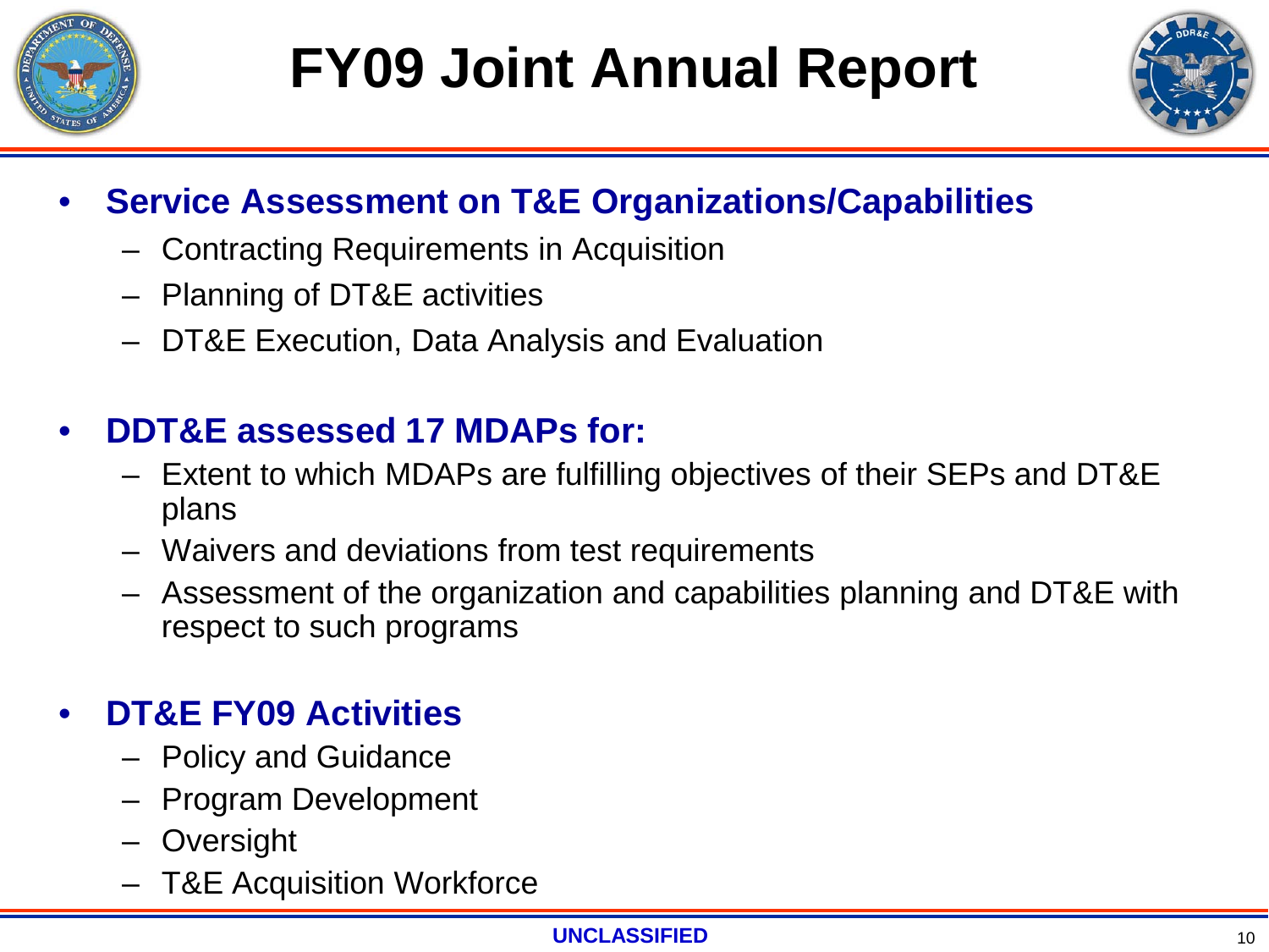# FY09 Joint Annual Report

- **Service Assessment on T&E Organizations/Capabilities**
  - Contracting Requirements in Acquisition
  - Planning of DT&E activities
  - DT&E Execution, Data Analysis and Evaluation

- **DDT&E assessed 17 MDAPs for:**
  - Extent to which MDAPs are fulfilling objectives of their SEPs and DT&E plans
  - Waivers and deviations from test requirements
  - Assessment of the organization and capabilities planning and DT&E with respect to such programs

- **DT&E FY09 Activities**
  - Policy and Guidance
  - Program Development
  - Oversight
  - T&E Acquisition Workforce

UNCLASSIFIED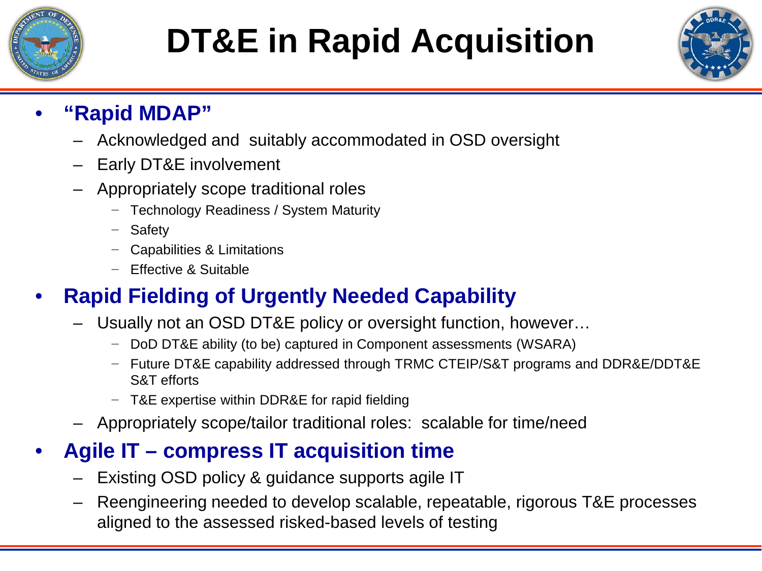# DT&E in Rapid Acquisition

- **"Rapid MDAP"**
  - Acknowledged and suitably accommodated in OSD oversight
  - Early DT&E involvement
  - Appropriately scope traditional roles
    - Technology Readiness / System Maturity
    - Safety
    - Capabilities & Limitations
    - Effective & Suitable
- **Rapid Fielding of Urgently Needed Capability**
  - Usually not an OSD DT&E policy or oversight function, however…
    - DoD DT&E ability (to be) captured in Component assessments (WSARA)
    - Future DT&E capability addressed through TRMC CTEIP/S&T programs and DDR&E/DDT&E S&T efforts
    - T&E expertise within DDR&E for rapid fielding
  - Appropriately scope/tailor traditional roles: scalable for time/need
- **Agile IT – compress IT acquisition time**
  - Existing OSD policy & guidance supports agile IT
  - Reengineering needed to develop scalable, repeatable, rigorous T&E processes aligned to the assessed risked-based levels of testing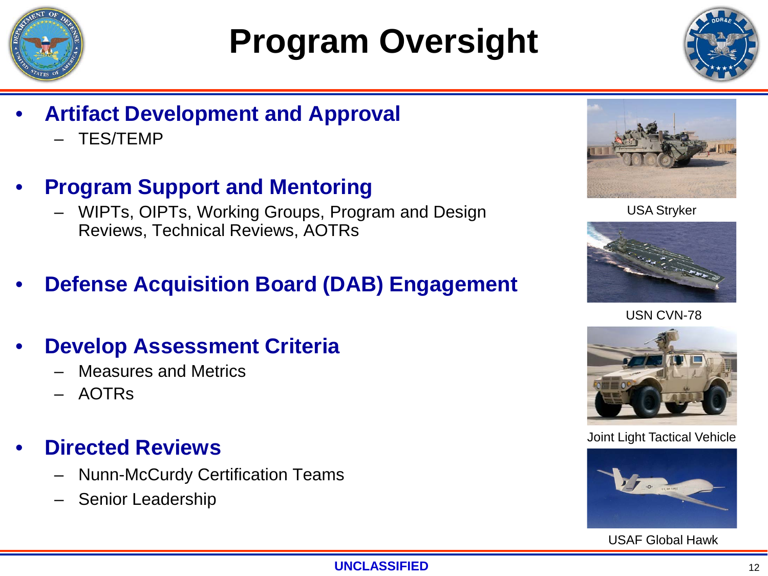# Program Oversight

- **Artifact Development and Approval**
  - TES/TEMP
- **Program Support and Mentoring**
  - WIPTs, OIPTs, Working Groups, Program and Design Reviews, Technical Reviews, AOTRs
- **Defense Acquisition Board (DAB) Engagement**
- **Develop Assessment Criteria**
  - Measures and Metrics
  - AOTRs
- **Directed Reviews**
  - Nunn-McCurdy Certification Teams
  - Senior Leadership

USA Stryker

USN CVN-78

Joint Light Tactical Vehicle

USAF Global Hawk

UNCLASSIFIED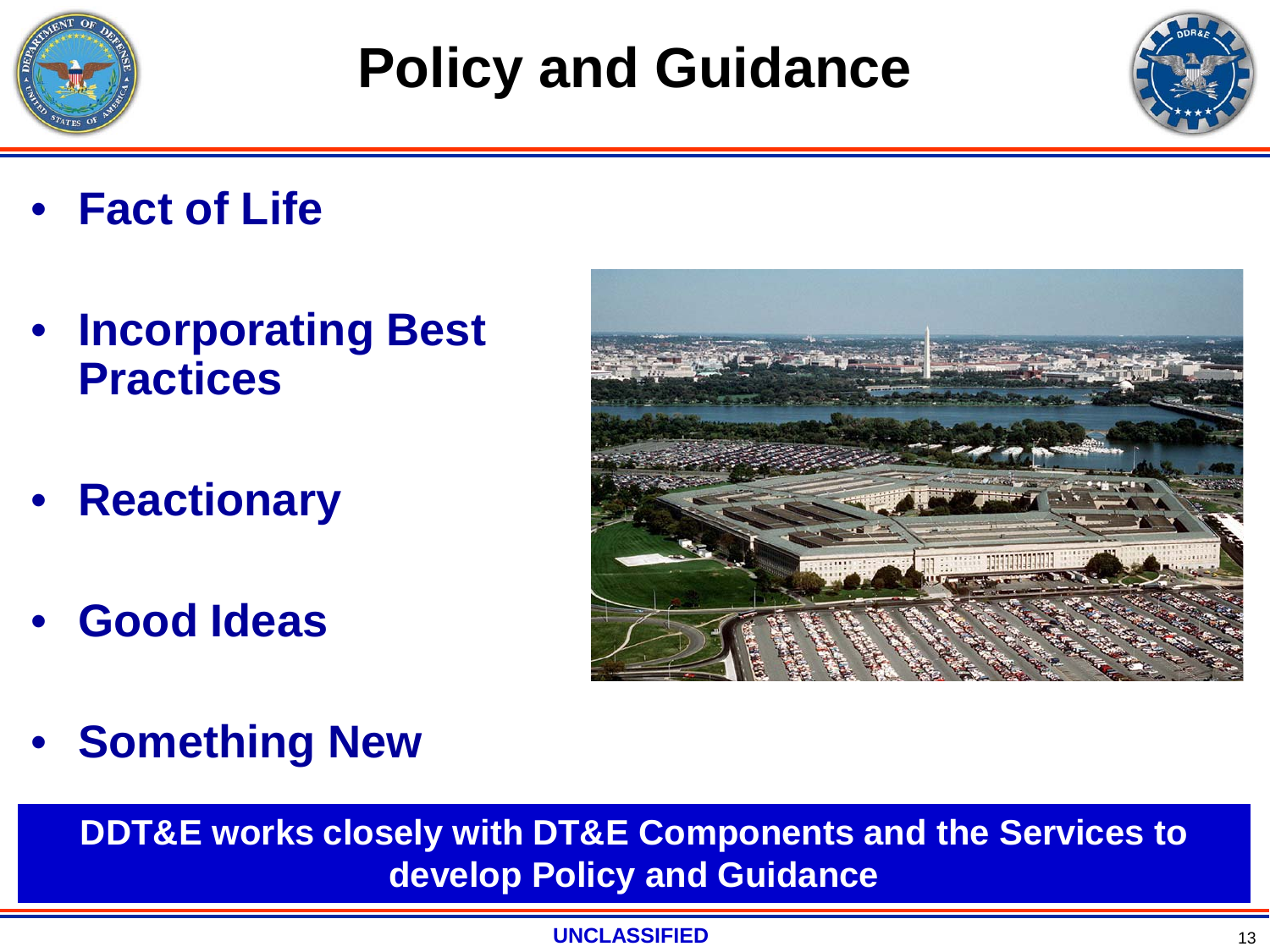# Policy and Guidance

- **Fact of Life**
- **Incorporating Best Practices**
- **Reactionary**
- **Good Ideas**
- **Something New**

**DDT&E works closely with DT&E Components and the Services to develop Policy and Guidance**

**UNCLASSIFIED**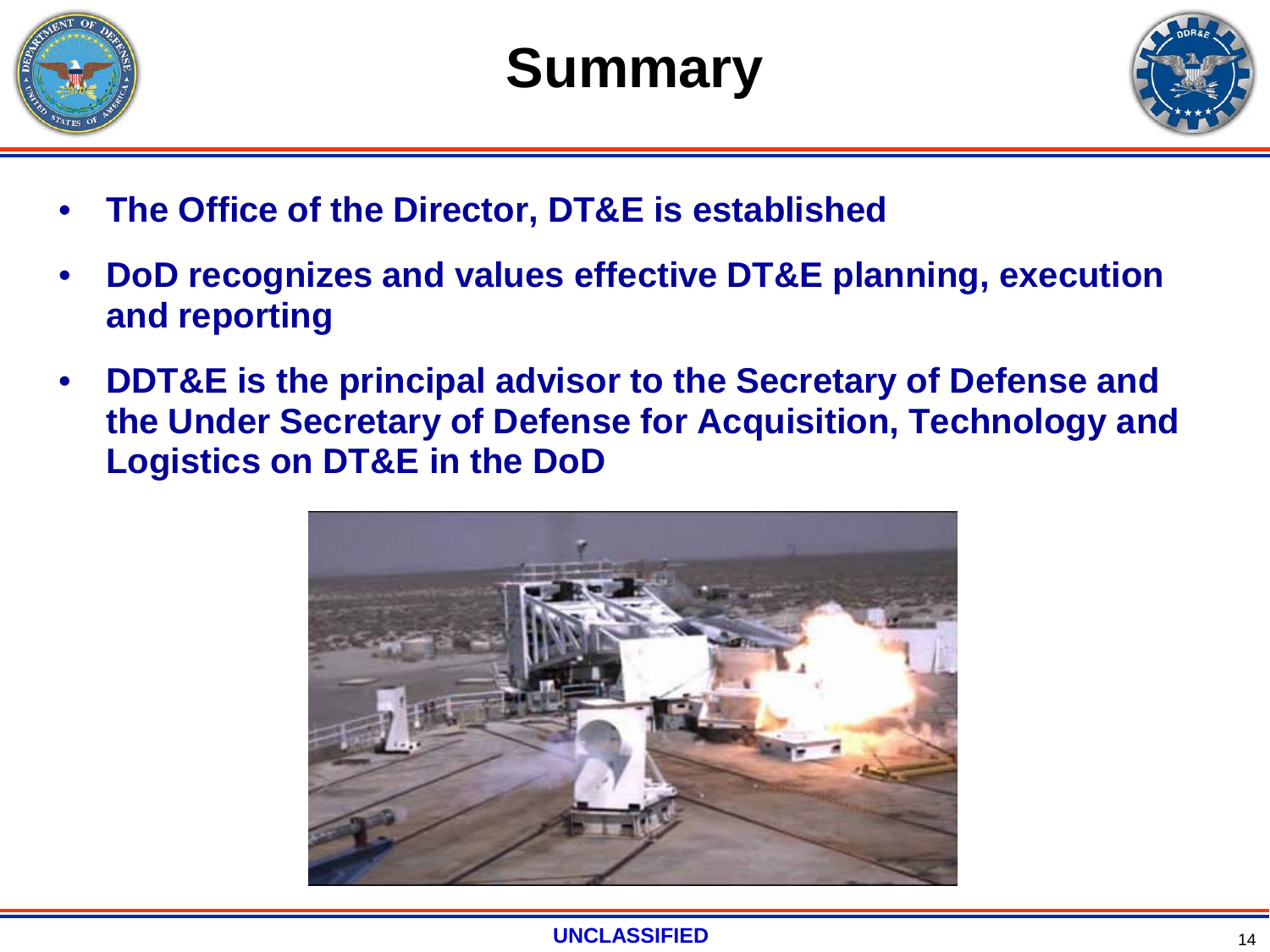# Summary

- **The Office of the Director, DT&E is established**
- **DoD recognizes and values effective DT&E planning, execution and reporting**
- **DDT&E is the principal advisor to the Secretary of Defense and the Under Secretary of Defense for Acquisition, Technology and Logistics on DT&E in the DoD**

UNCLASSIFIED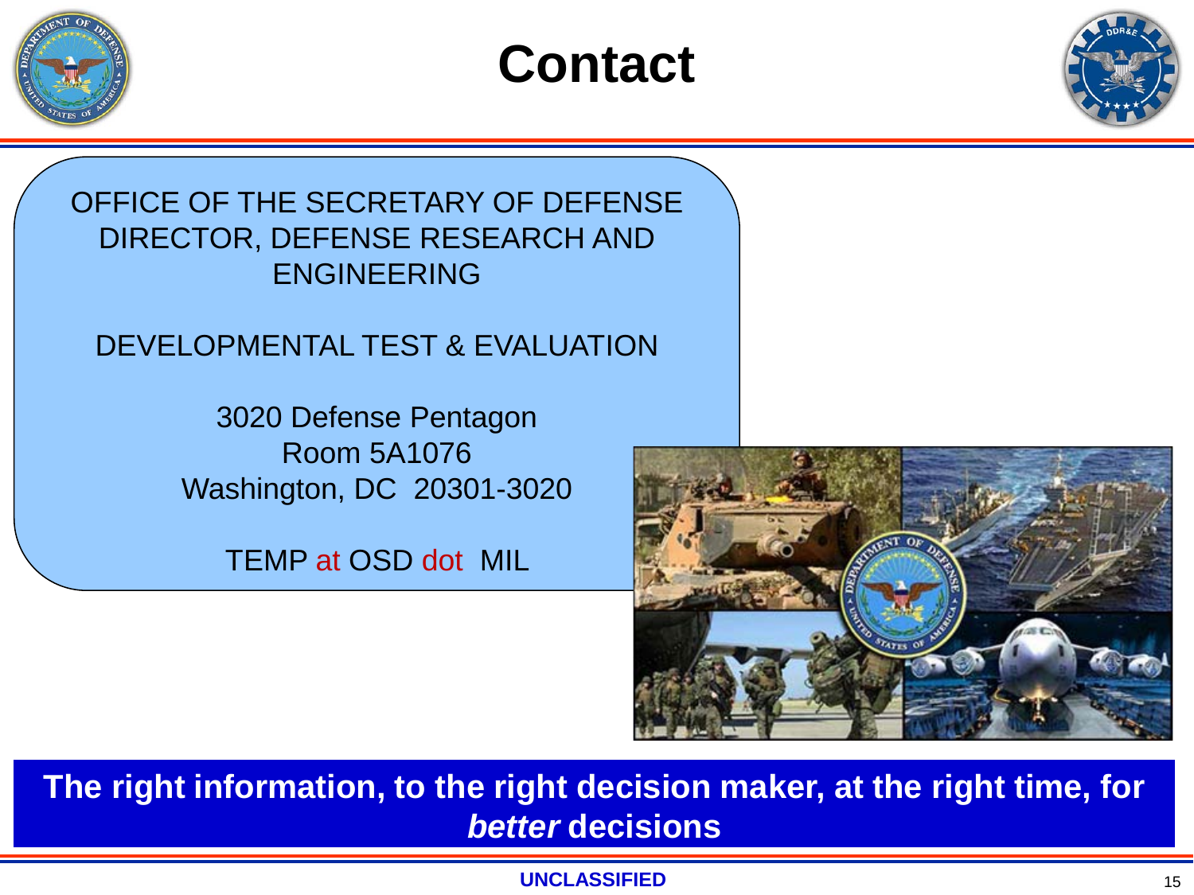# Contact

OFFICE OF THE SECRETARY OF DEFENSE
DIRECTOR, DEFENSE RESEARCH AND ENGINEERING

DEVELOPMENTAL TEST & EVALUATION

3020 Defense Pentagon
Room 5A1076
Washington, DC 20301-3020

TEMP at OSD dot MIL

**The right information, to the right decision maker, at the right time, for *better* decisions**

**UNCLASSIFIED**